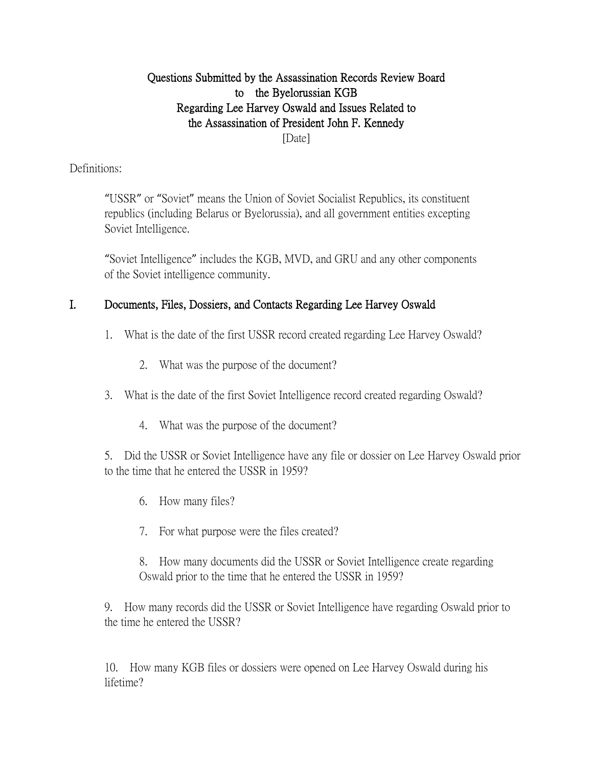**Questions Submitted by the Assassination Records Review Board**
**to the Byelorussian KGB**
**Regarding Lee Harvey Oswald and Issues Related to**
**the Assassination of President John F. Kennedy**
[Date]

Definitions:

> "USSR" or "Soviet" means the Union of Soviet Socialist Republics, its constituent republics (including Belarus or Byelorussia), and all government entities excepting Soviet Intelligence.
>
> "Soviet Intelligence" includes the KGB, MVD, and GRU and any other components of the Soviet intelligence community.

## I. Documents, Files, Dossiers, and Contacts Regarding Lee Harvey Oswald

1. What is the date of the first USSR record created regarding Lee Harvey Oswald?

    2. What was the purpose of the document?

3. What is the date of the first Soviet Intelligence record created regarding Oswald?

    4. What was the purpose of the document?

5. Did the USSR or Soviet Intelligence have any file or dossier on Lee Harvey Oswald prior to the time that he entered the USSR in 1959?

    6. How many files?

    7. For what purpose were the files created?

    8. How many documents did the USSR or Soviet Intelligence create regarding Oswald prior to the time that he entered the USSR in 1959?

9. How many records did the USSR or Soviet Intelligence have regarding Oswald prior to the time he entered the USSR?

10. How many KGB files or dossiers were opened on Lee Harvey Oswald during his lifetime?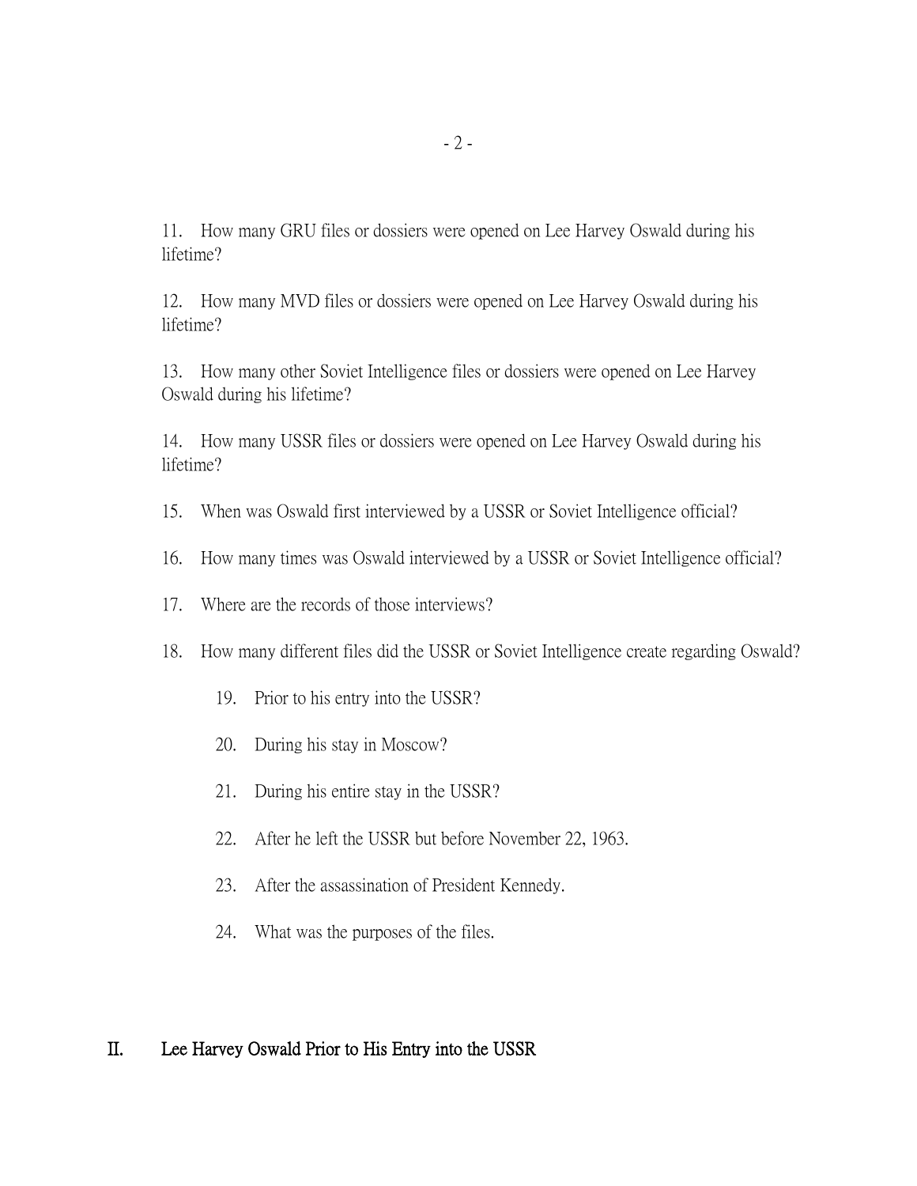11. How many GRU files or dossiers were opened on Lee Harvey Oswald during his lifetime?

12. How many MVD files or dossiers were opened on Lee Harvey Oswald during his lifetime?

13. How many other Soviet Intelligence files or dossiers were opened on Lee Harvey Oswald during his lifetime?

14. How many USSR files or dossiers were opened on Lee Harvey Oswald during his lifetime?

15. When was Oswald first interviewed by a USSR or Soviet Intelligence official?

16. How many times was Oswald interviewed by a USSR or Soviet Intelligence official?

17. Where are the records of those interviews?

18. How many different files did the USSR or Soviet Intelligence create regarding Oswald?

    19. Prior to his entry into the USSR?

    20. During his stay in Moscow?

    21. During his entire stay in the USSR?

    22. After he left the USSR but before November 22, 1963.

    23. After the assassination of President Kennedy.

    24. What was the purposes of the files.

## II. Lee Harvey Oswald Prior to His Entry into the USSR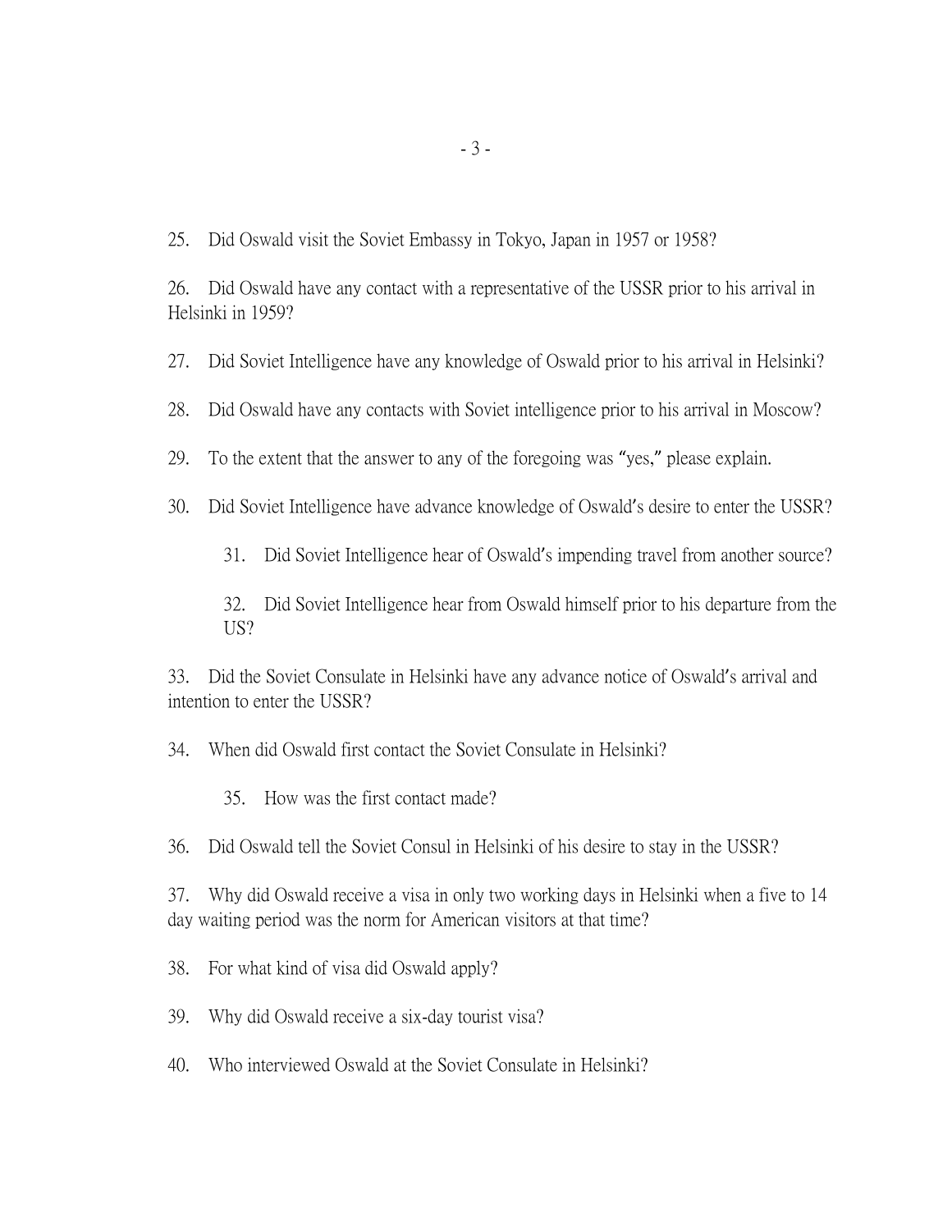25. Did Oswald visit the Soviet Embassy in Tokyo, Japan in 1957 or 1958?

26. Did Oswald have any contact with a representative of the USSR prior to his arrival in Helsinki in 1959?

27. Did Soviet Intelligence have any knowledge of Oswald prior to his arrival in Helsinki?

28. Did Oswald have any contacts with Soviet intelligence prior to his arrival in Moscow?

29. To the extent that the answer to any of the foregoing was "yes," please explain.

30. Did Soviet Intelligence have advance knowledge of Oswald's desire to enter the USSR?

    31. Did Soviet Intelligence hear of Oswald's impending travel from another source?

    32. Did Soviet Intelligence hear from Oswald himself prior to his departure from the US?

33. Did the Soviet Consulate in Helsinki have any advance notice of Oswald's arrival and intention to enter the USSR?

34. When did Oswald first contact the Soviet Consulate in Helsinki?

    35. How was the first contact made?

36. Did Oswald tell the Soviet Consul in Helsinki of his desire to stay in the USSR?

37. Why did Oswald receive a visa in only two working days in Helsinki when a five to 14 day waiting period was the norm for American visitors at that time?

38. For what kind of visa did Oswald apply?

39. Why did Oswald receive a six-day tourist visa?

40. Who interviewed Oswald at the Soviet Consulate in Helsinki?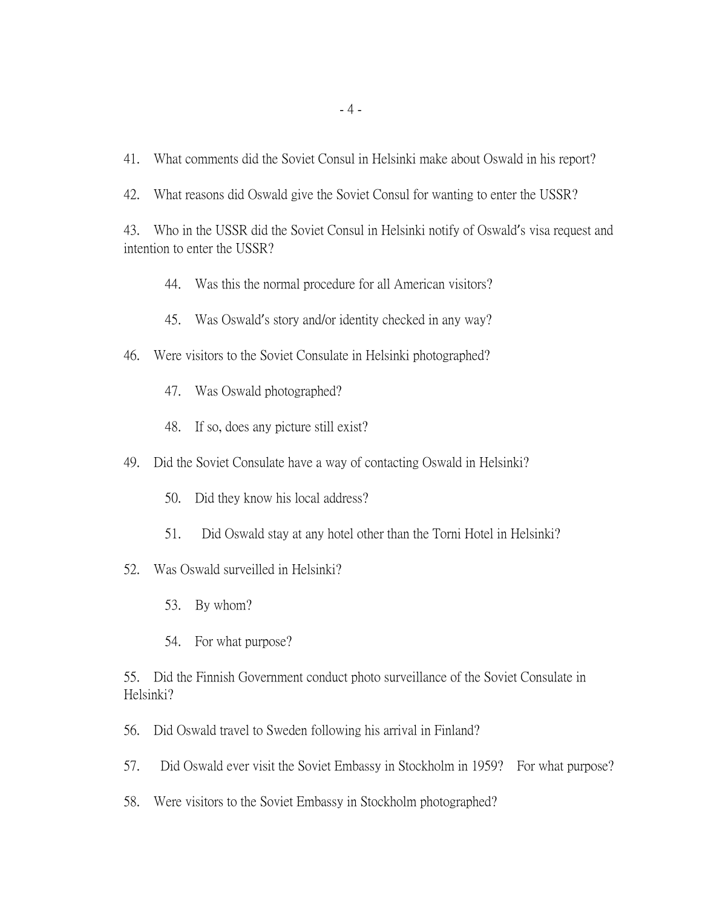41. What comments did the Soviet Consul in Helsinki make about Oswald in his report?

42. What reasons did Oswald give the Soviet Consul for wanting to enter the USSR?

43. Who in the USSR did the Soviet Consul in Helsinki notify of Oswald's visa request and intention to enter the USSR?

    44. Was this the normal procedure for all American visitors?

    45. Was Oswald's story and/or identity checked in any way?

46. Were visitors to the Soviet Consulate in Helsinki photographed?

    47. Was Oswald photographed?

    48. If so, does any picture still exist?

49. Did the Soviet Consulate have a way of contacting Oswald in Helsinki?

    50. Did they know his local address?

    51. Did Oswald stay at any hotel other than the Torni Hotel in Helsinki?

52. Was Oswald surveilled in Helsinki?

    53. By whom?

    54. For what purpose?

55. Did the Finnish Government conduct photo surveillance of the Soviet Consulate in Helsinki?

56. Did Oswald travel to Sweden following his arrival in Finland?

57. Did Oswald ever visit the Soviet Embassy in Stockholm in 1959? For what purpose?

58. Were visitors to the Soviet Embassy in Stockholm photographed?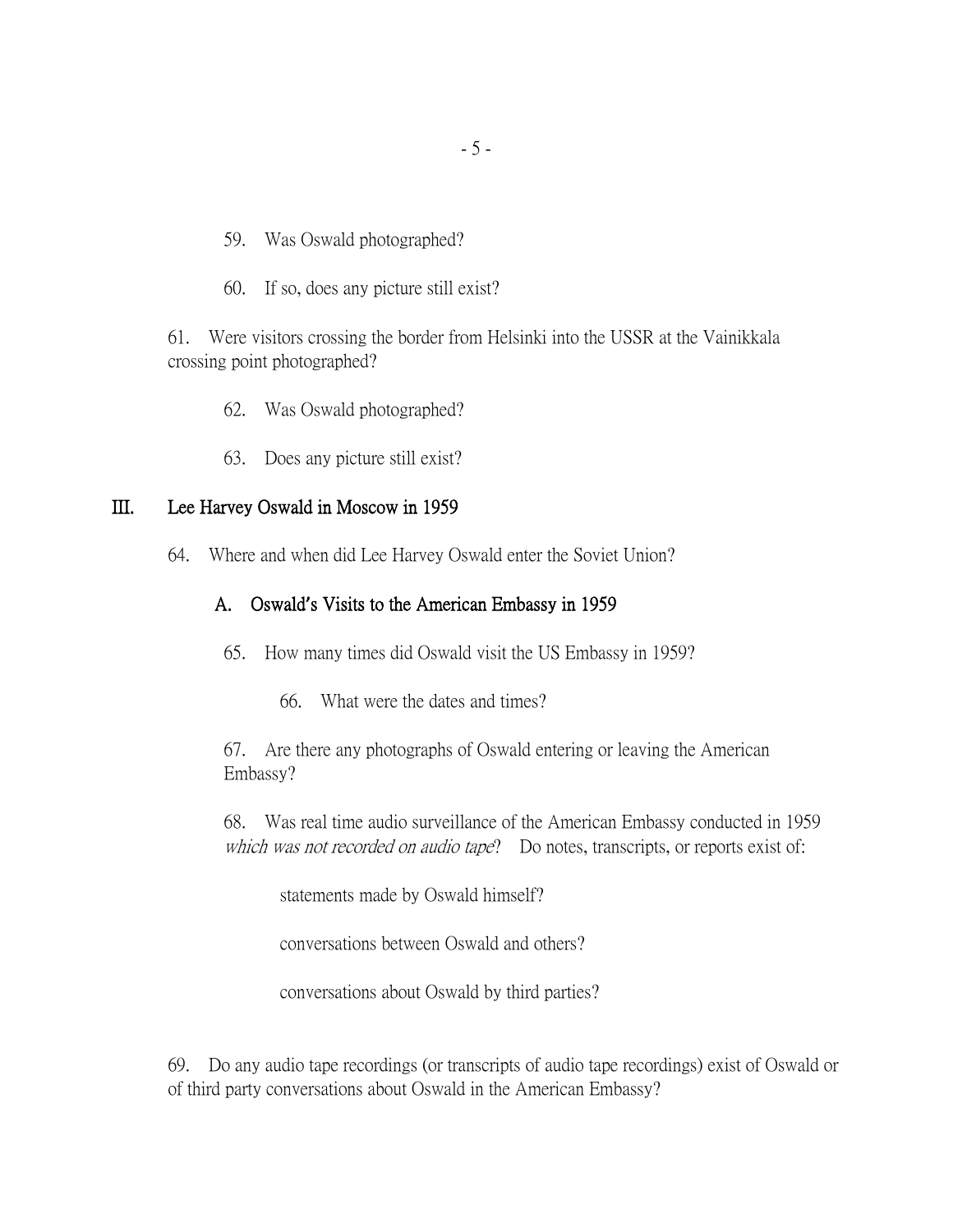59. Was Oswald photographed?

60. If so, does any picture still exist?

61. Were visitors crossing the border from Helsinki into the USSR at the Vainikkala crossing point photographed?

62. Was Oswald photographed?

63. Does any picture still exist?

## III. Lee Harvey Oswald in Moscow in 1959

64. Where and when did Lee Harvey Oswald enter the Soviet Union?

### A. Oswald's Visits to the American Embassy in 1959

65. How many times did Oswald visit the US Embassy in 1959?

66. What were the dates and times?

67. Are there any photographs of Oswald entering or leaving the American Embassy?

68. Was real time audio surveillance of the American Embassy conducted in 1959 *which was not recorded on audio tape*? Do notes, transcripts, or reports exist of:

statements made by Oswald himself?

conversations between Oswald and others?

conversations about Oswald by third parties?

69. Do any audio tape recordings (or transcripts of audio tape recordings) exist of Oswald or of third party conversations about Oswald in the American Embassy?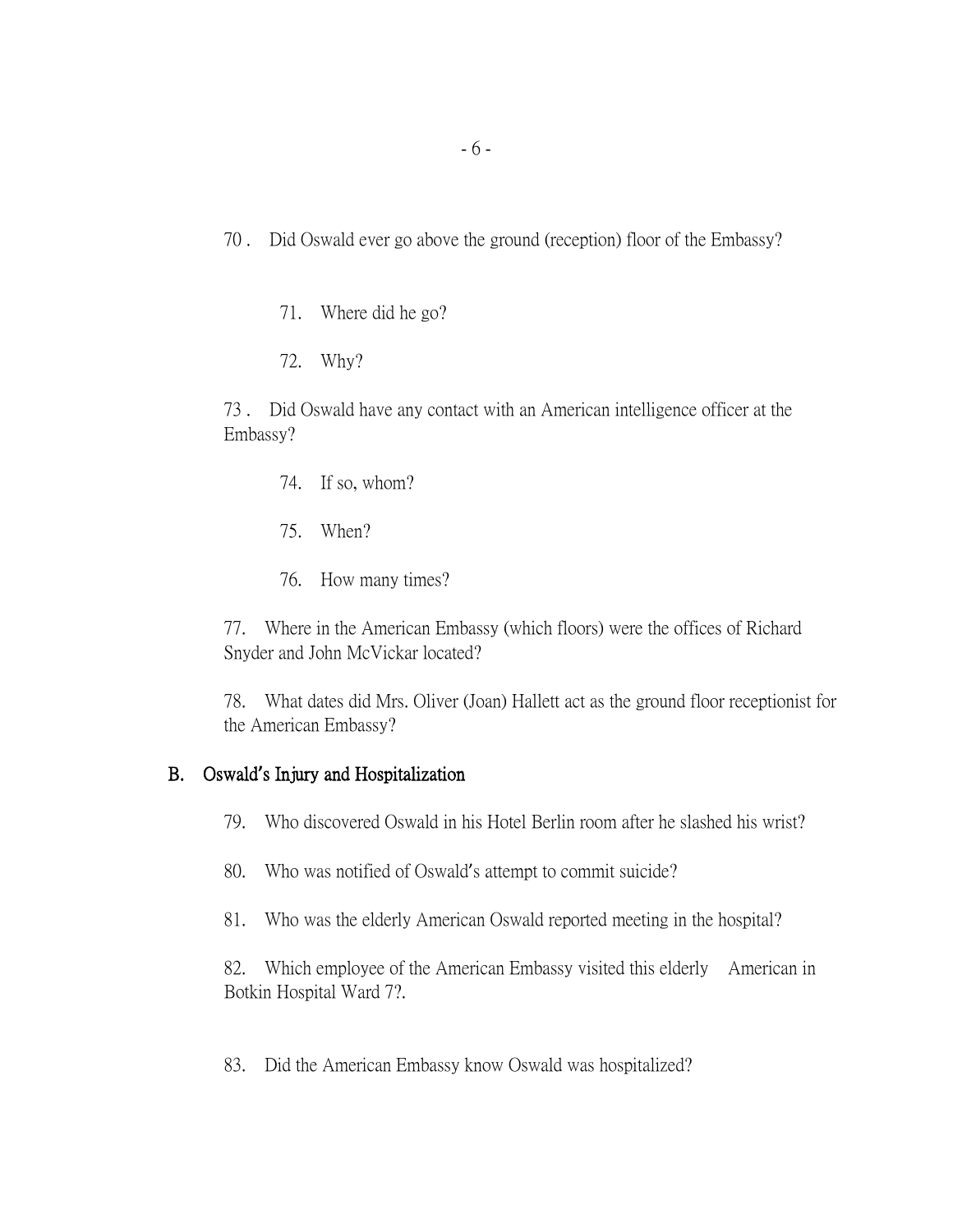70 . Did Oswald ever go above the ground (reception) floor of the Embassy?

71. Where did he go?

72. Why?

73 . Did Oswald have any contact with an American intelligence officer at the Embassy?

74. If so, whom?

75. When?

76. How many times?

77. Where in the American Embassy (which floors) were the offices of Richard Snyder and John McVickar located?

78. What dates did Mrs. Oliver (Joan) Hallett act as the ground floor receptionist for the American Embassy?

## B. Oswald's Injury and Hospitalization

79. Who discovered Oswald in his Hotel Berlin room after he slashed his wrist?

80. Who was notified of Oswald's attempt to commit suicide?

81. Who was the elderly American Oswald reported meeting in the hospital?

82. Which employee of the American Embassy visited this elderly American in Botkin Hospital Ward 7?.

83. Did the American Embassy know Oswald was hospitalized?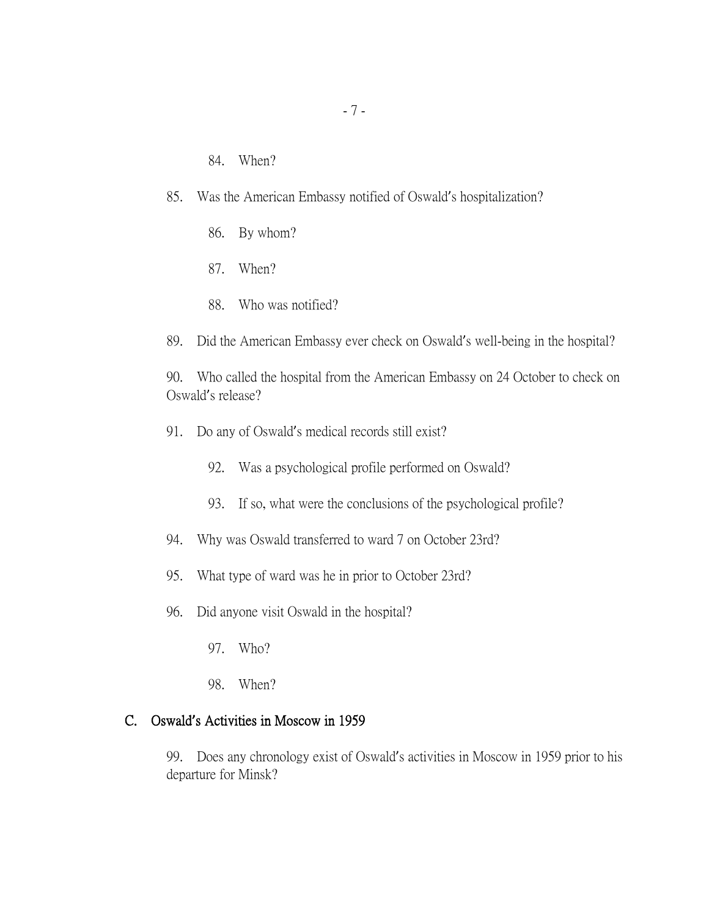84. When?

85. Was the American Embassy notified of Oswald's hospitalization?

86. By whom?

87. When?

88. Who was notified?

89. Did the American Embassy ever check on Oswald's well-being in the hospital?

90. Who called the hospital from the American Embassy on 24 October to check on Oswald's release?

91. Do any of Oswald's medical records still exist?

92. Was a psychological profile performed on Oswald?

93. If so, what were the conclusions of the psychological profile?

94. Why was Oswald transferred to ward 7 on October 23rd?

95. What type of ward was he in prior to October 23rd?

96. Did anyone visit Oswald in the hospital?

97. Who?

98. When?

## C. Oswald's Activities in Moscow in 1959

99. Does any chronology exist of Oswald's activities in Moscow in 1959 prior to his departure for Minsk?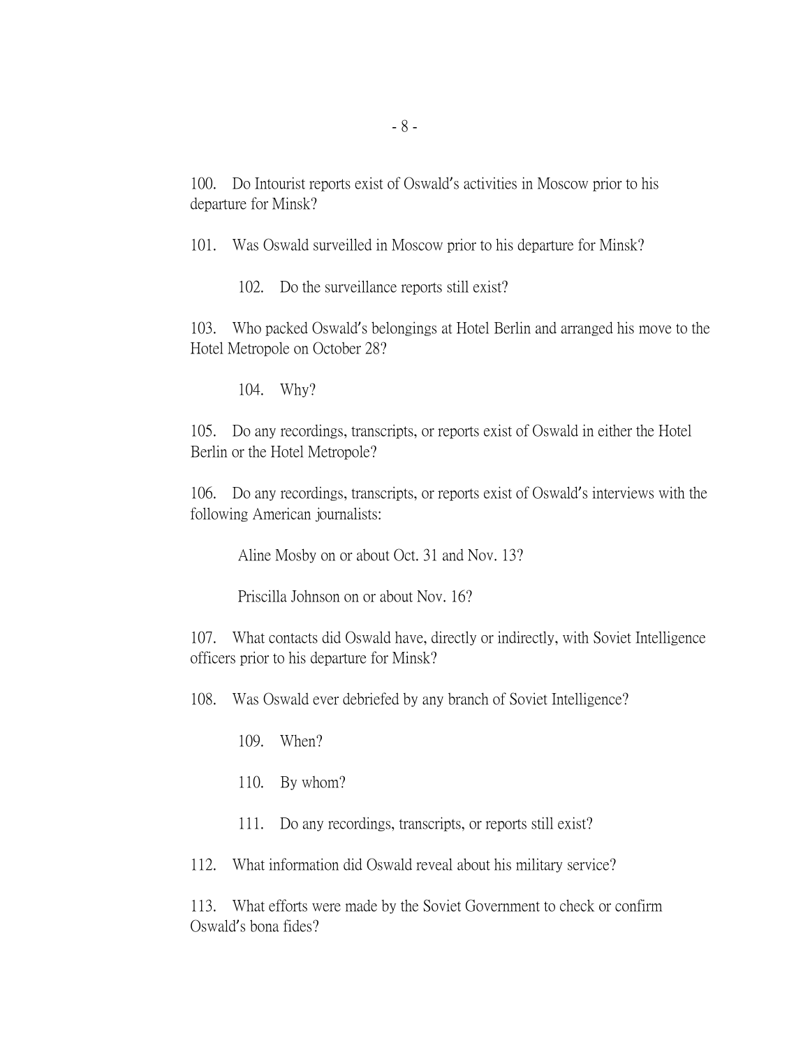100. Do Intourist reports exist of Oswald's activities in Moscow prior to his departure for Minsk?

101. Was Oswald surveilled in Moscow prior to his departure for Minsk?

  102. Do the surveillance reports still exist?

103. Who packed Oswald's belongings at Hotel Berlin and arranged his move to the Hotel Metropole on October 28?

  104. Why?

105. Do any recordings, transcripts, or reports exist of Oswald in either the Hotel Berlin or the Hotel Metropole?

106. Do any recordings, transcripts, or reports exist of Oswald's interviews with the following American journalists:

  Aline Mosby on or about Oct. 31 and Nov. 13?

  Priscilla Johnson on or about Nov. 16?

107. What contacts did Oswald have, directly or indirectly, with Soviet Intelligence officers prior to his departure for Minsk?

108. Was Oswald ever debriefed by any branch of Soviet Intelligence?

  109. When?

  110. By whom?

  111. Do any recordings, transcripts, or reports still exist?

112. What information did Oswald reveal about his military service?

113. What efforts were made by the Soviet Government to check or confirm Oswald's bona fides?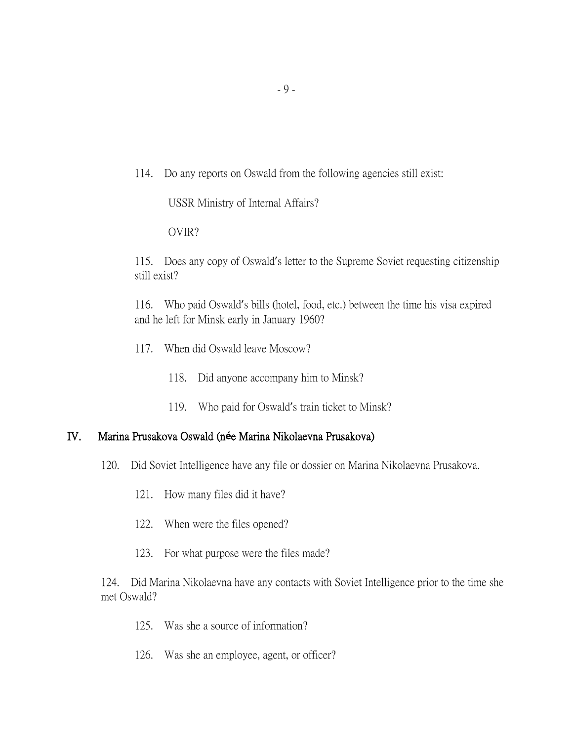114. Do any reports on Oswald from the following agencies still exist:

USSR Ministry of Internal Affairs?

OVIR?

115. Does any copy of Oswald's letter to the Supreme Soviet requesting citizenship still exist?

116. Who paid Oswald's bills (hotel, food, etc.) between the time his visa expired and he left for Minsk early in January 1960?

117. When did Oswald leave Moscow?

118. Did anyone accompany him to Minsk?

119. Who paid for Oswald's train ticket to Minsk?

## IV. Marina Prusakova Oswald (née Marina Nikolaevna Prusakova)

120. Did Soviet Intelligence have any file or dossier on Marina Nikolaevna Prusakova.

121. How many files did it have?

122. When were the files opened?

123. For what purpose were the files made?

124. Did Marina Nikolaevna have any contacts with Soviet Intelligence prior to the time she met Oswald?

125. Was she a source of information?

126. Was she an employee, agent, or officer?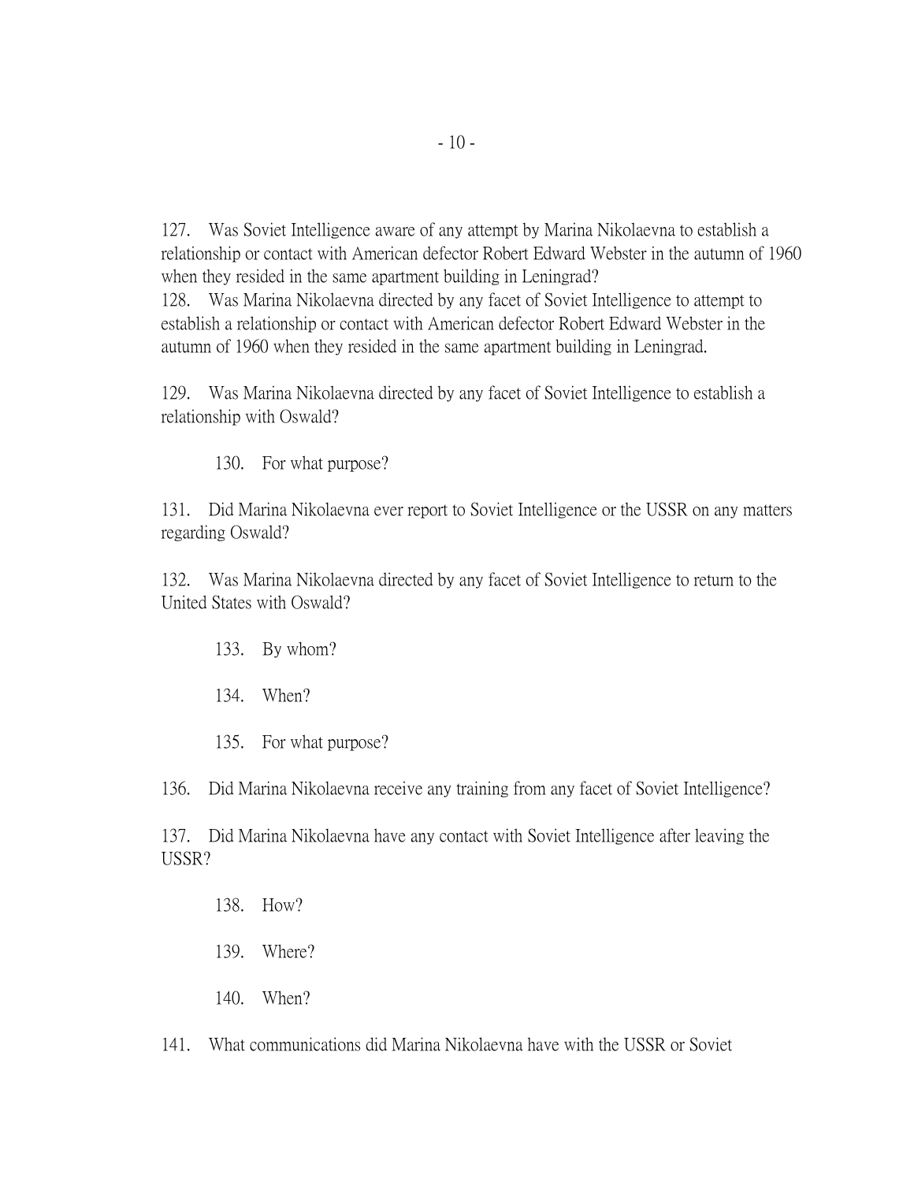127. Was Soviet Intelligence aware of any attempt by Marina Nikolaevna to establish a relationship or contact with American defector Robert Edward Webster in the autumn of 1960 when they resided in the same apartment building in Leningrad?
128. Was Marina Nikolaevna directed by any facet of Soviet Intelligence to attempt to establish a relationship or contact with American defector Robert Edward Webster in the autumn of 1960 when they resided in the same apartment building in Leningrad.

129. Was Marina Nikolaevna directed by any facet of Soviet Intelligence to establish a relationship with Oswald?

130. For what purpose?

131. Did Marina Nikolaevna ever report to Soviet Intelligence or the USSR on any matters regarding Oswald?

132. Was Marina Nikolaevna directed by any facet of Soviet Intelligence to return to the United States with Oswald?

133. By whom?

134. When?

135. For what purpose?

136. Did Marina Nikolaevna receive any training from any facet of Soviet Intelligence?

137. Did Marina Nikolaevna have any contact with Soviet Intelligence after leaving the USSR?

138. How?

139. Where?

140. When?

141. What communications did Marina Nikolaevna have with the USSR or Soviet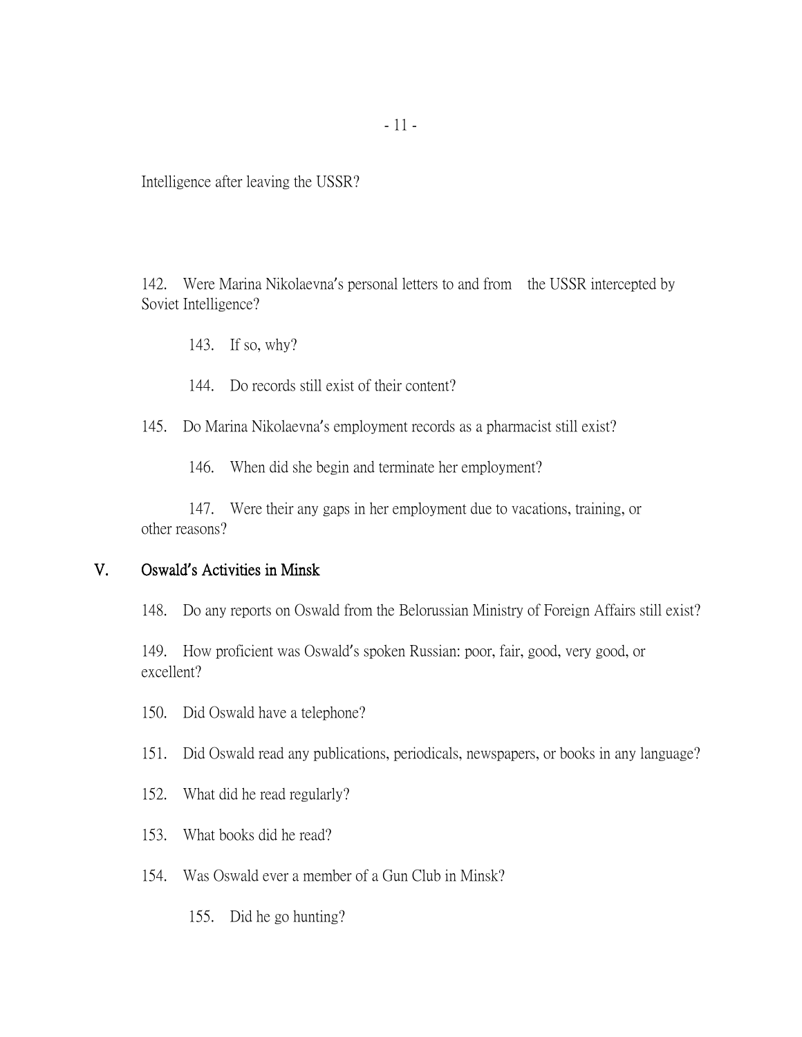Intelligence after leaving the USSR?

142. Were Marina Nikolaevna's personal letters to and from the USSR intercepted by Soviet Intelligence?

143. If so, why?

144. Do records still exist of their content?

145. Do Marina Nikolaevna's employment records as a pharmacist still exist?

146. When did she begin and terminate her employment?

147. Were their any gaps in her employment due to vacations, training, or other reasons?

## V. Oswald's Activities in Minsk

148. Do any reports on Oswald from the Belorussian Ministry of Foreign Affairs still exist?

149. How proficient was Oswald's spoken Russian: poor, fair, good, very good, or excellent?

150. Did Oswald have a telephone?

151. Did Oswald read any publications, periodicals, newspapers, or books in any language?

152. What did he read regularly?

153. What books did he read?

154. Was Oswald ever a member of a Gun Club in Minsk?

155. Did he go hunting?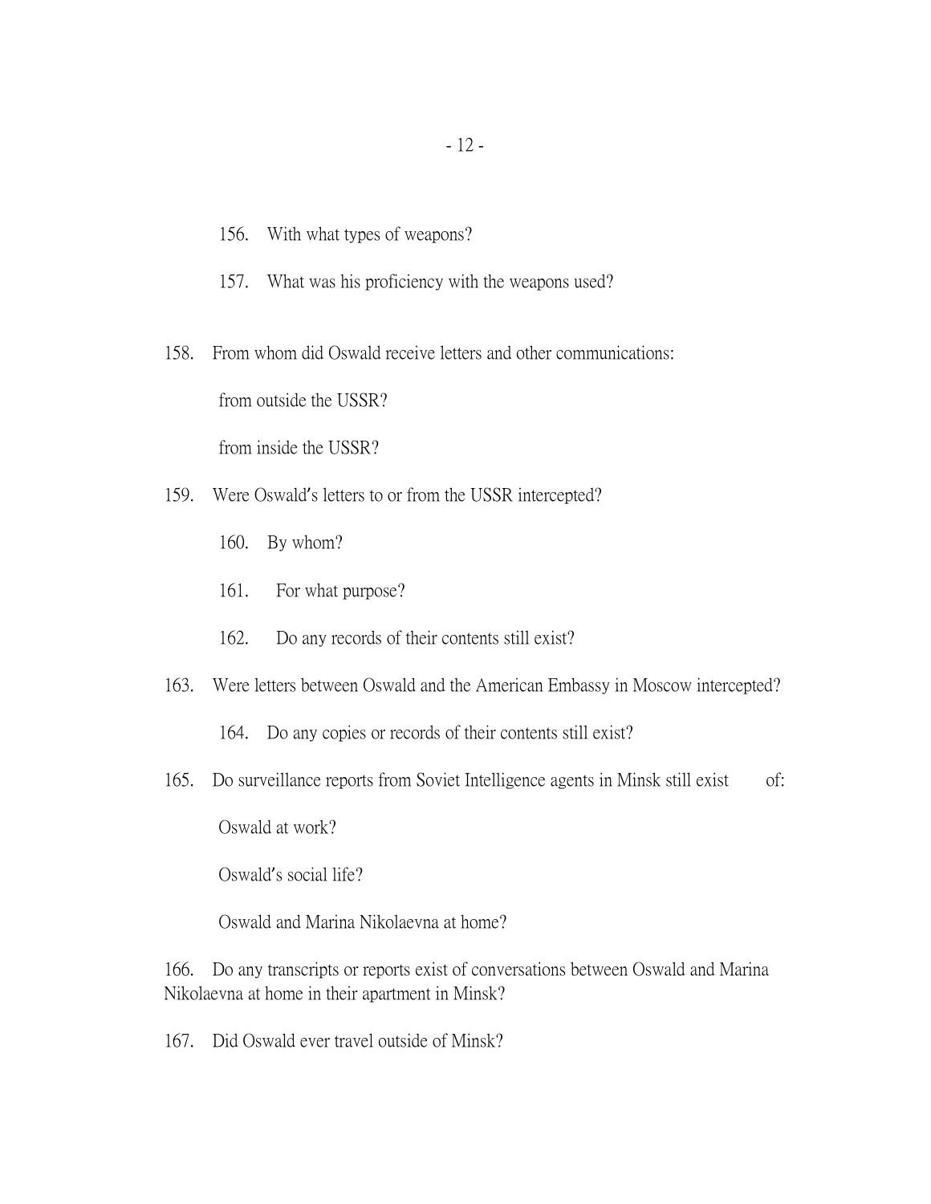156. With what types of weapons?

157. What was his proficiency with the weapons used?

158. From whom did Oswald receive letters and other communications:

from outside the USSR?

from inside the USSR?

159. Were Oswald's letters to or from the USSR intercepted?

160. By whom?

161. For what purpose?

162. Do any records of their contents still exist?

163. Were letters between Oswald and the American Embassy in Moscow intercepted?

164. Do any copies or records of their contents still exist?

165. Do surveillance reports from Soviet Intelligence agents in Minsk still exist of:

Oswald at work?

Oswald's social life?

Oswald and Marina Nikolaevna at home?

166. Do any transcripts or reports exist of conversations between Oswald and Marina Nikolaevna at home in their apartment in Minsk?

167. Did Oswald ever travel outside of Minsk?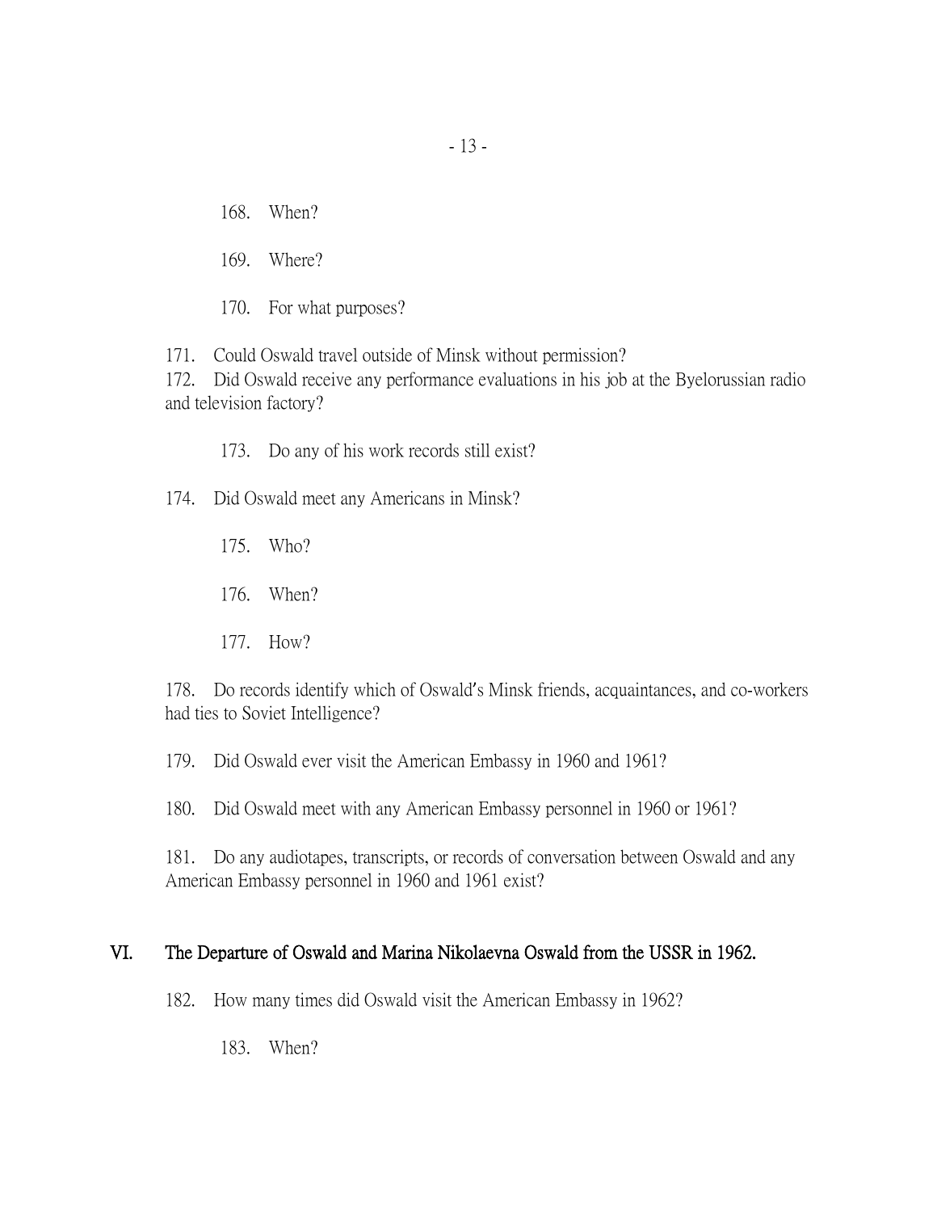168. When?

169. Where?

170. For what purposes?

171. Could Oswald travel outside of Minsk without permission?

172. Did Oswald receive any performance evaluations in his job at the Byelorussian radio and television factory?

173. Do any of his work records still exist?

174. Did Oswald meet any Americans in Minsk?

175. Who?

176. When?

177. How?

178. Do records identify which of Oswald's Minsk friends, acquaintances, and co-workers had ties to Soviet Intelligence?

179. Did Oswald ever visit the American Embassy in 1960 and 1961?

180. Did Oswald meet with any American Embassy personnel in 1960 or 1961?

181. Do any audiotapes, transcripts, or records of conversation between Oswald and any American Embassy personnel in 1960 and 1961 exist?

## VI. The Departure of Oswald and Marina Nikolaevna Oswald from the USSR in 1962.

182. How many times did Oswald visit the American Embassy in 1962?

183. When?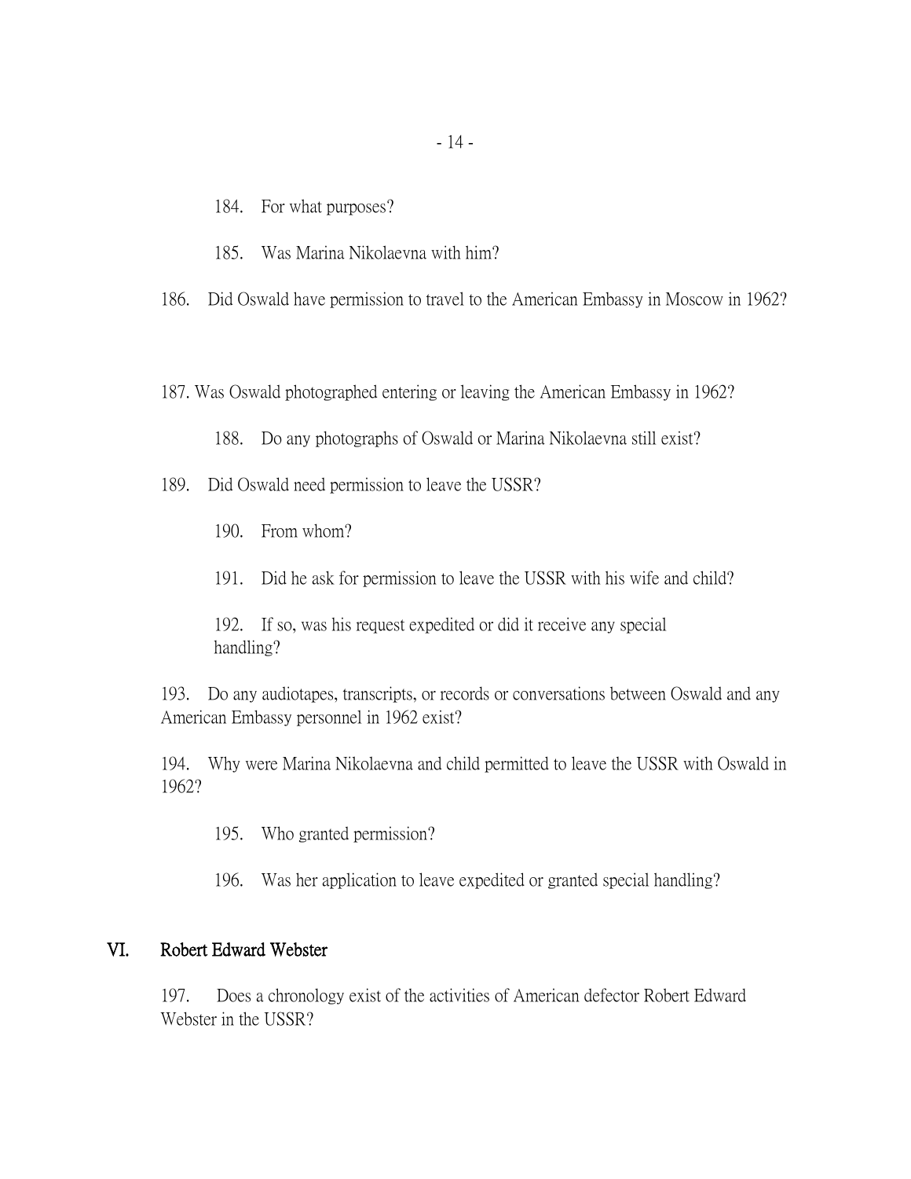184. For what purposes?

185. Was Marina Nikolaevna with him?

186. Did Oswald have permission to travel to the American Embassy in Moscow in 1962?

187. Was Oswald photographed entering or leaving the American Embassy in 1962?

188. Do any photographs of Oswald or Marina Nikolaevna still exist?

189. Did Oswald need permission to leave the USSR?

190. From whom?

191. Did he ask for permission to leave the USSR with his wife and child?

192. If so, was his request expedited or did it receive any special handling?

193. Do any audiotapes, transcripts, or records or conversations between Oswald and any American Embassy personnel in 1962 exist?

194. Why were Marina Nikolaevna and child permitted to leave the USSR with Oswald in 1962?

195. Who granted permission?

196. Was her application to leave expedited or granted special handling?

## VI. Robert Edward Webster

197. Does a chronology exist of the activities of American defector Robert Edward Webster in the USSR?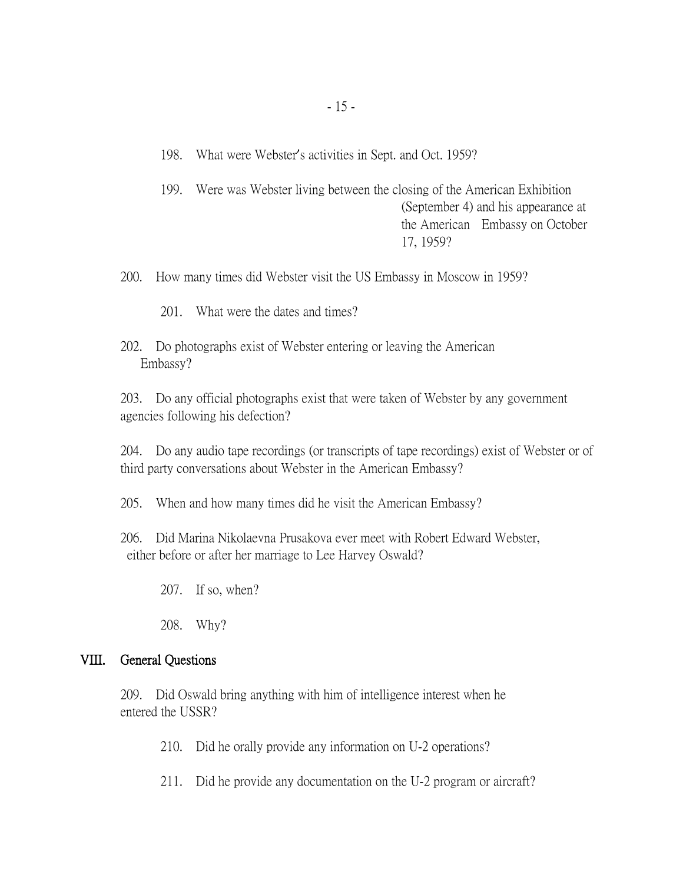198. What were Webster's activities in Sept. and Oct. 1959?

199. Were was Webster living between the closing of the American Exhibition (September 4) and his appearance at the American Embassy on October 17, 1959?

200. How many times did Webster visit the US Embassy in Moscow in 1959?

201. What were the dates and times?

202. Do photographs exist of Webster entering or leaving the American Embassy?

203. Do any official photographs exist that were taken of Webster by any government agencies following his defection?

204. Do any audio tape recordings (or transcripts of tape recordings) exist of Webster or of third party conversations about Webster in the American Embassy?

205. When and how many times did he visit the American Embassy?

206. Did Marina Nikolaevna Prusakova ever meet with Robert Edward Webster, either before or after her marriage to Lee Harvey Oswald?

207. If so, when?

208. Why?

## VIII. General Questions

209. Did Oswald bring anything with him of intelligence interest when he entered the USSR?

210. Did he orally provide any information on U-2 operations?

211. Did he provide any documentation on the U-2 program or aircraft?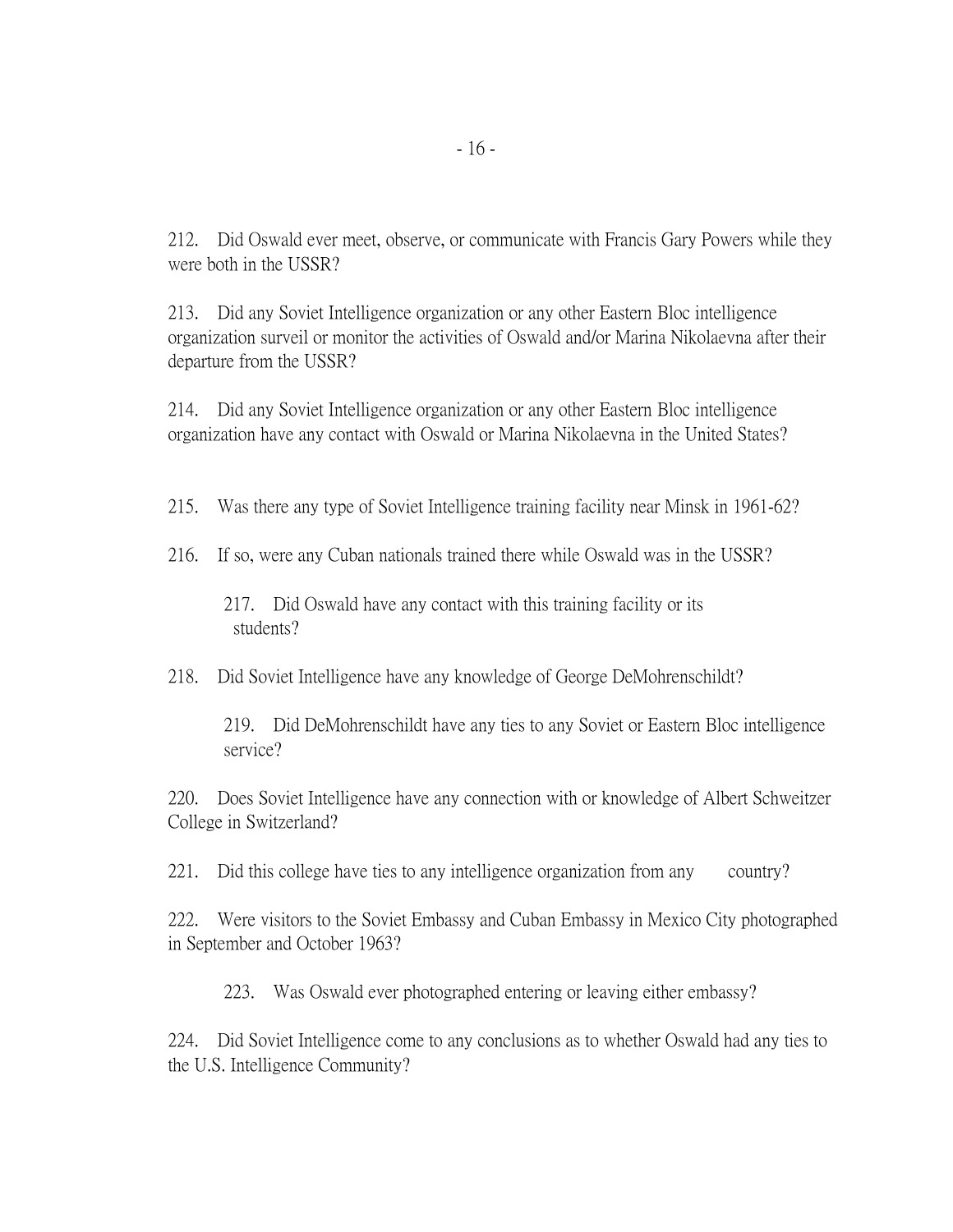212. Did Oswald ever meet, observe, or communicate with Francis Gary Powers while they were both in the USSR?

213. Did any Soviet Intelligence organization or any other Eastern Bloc intelligence organization surveil or monitor the activities of Oswald and/or Marina Nikolaevna after their departure from the USSR?

214. Did any Soviet Intelligence organization or any other Eastern Bloc intelligence organization have any contact with Oswald or Marina Nikolaevna in the United States?

215. Was there any type of Soviet Intelligence training facility near Minsk in 1961-62?

216. If so, were any Cuban nationals trained there while Oswald was in the USSR?

> 217. Did Oswald have any contact with this training facility or its students?

218. Did Soviet Intelligence have any knowledge of George DeMohrenschildt?

> 219. Did DeMohrenschildt have any ties to any Soviet or Eastern Bloc intelligence service?

220. Does Soviet Intelligence have any connection with or knowledge of Albert Schweitzer College in Switzerland?

221. Did this college have ties to any intelligence organization from any country?

222. Were visitors to the Soviet Embassy and Cuban Embassy in Mexico City photographed in September and October 1963?

> 223. Was Oswald ever photographed entering or leaving either embassy?

224. Did Soviet Intelligence come to any conclusions as to whether Oswald had any ties to the U.S. Intelligence Community?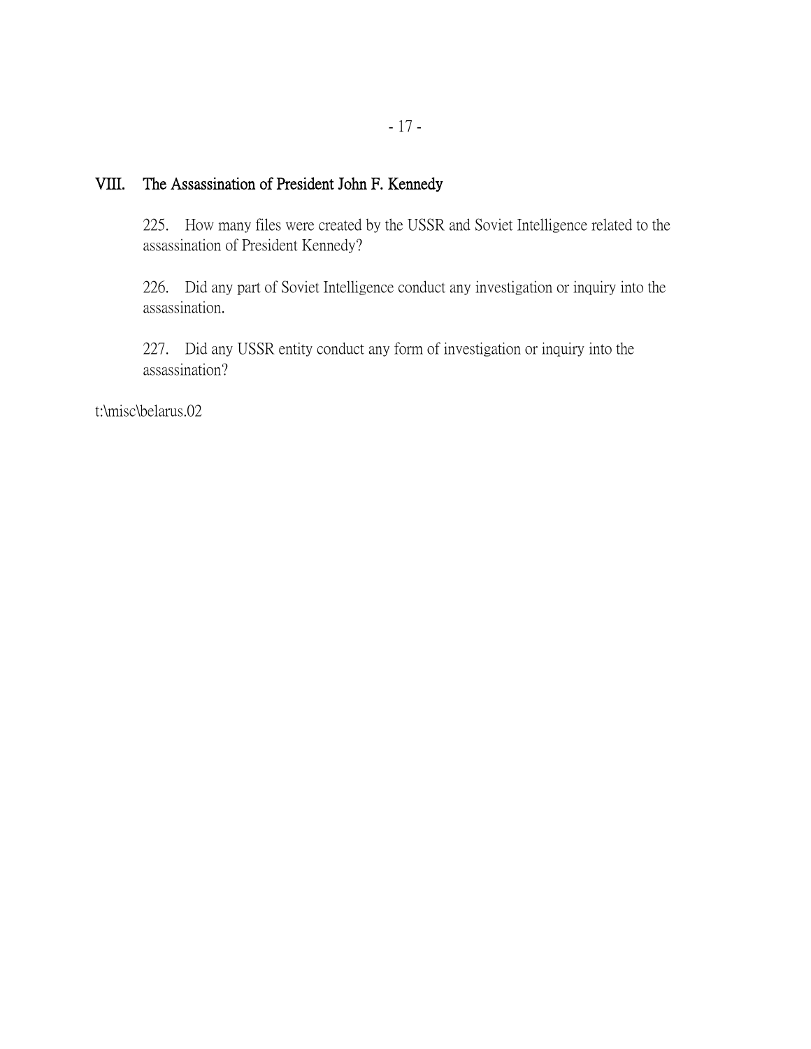## VIII. The Assassination of President John F. Kennedy

225. How many files were created by the USSR and Soviet Intelligence related to the assassination of President Kennedy?

226. Did any part of Soviet Intelligence conduct any investigation or inquiry into the assassination.

227. Did any USSR entity conduct any form of investigation or inquiry into the assassination?

t:\misc\belarus.02